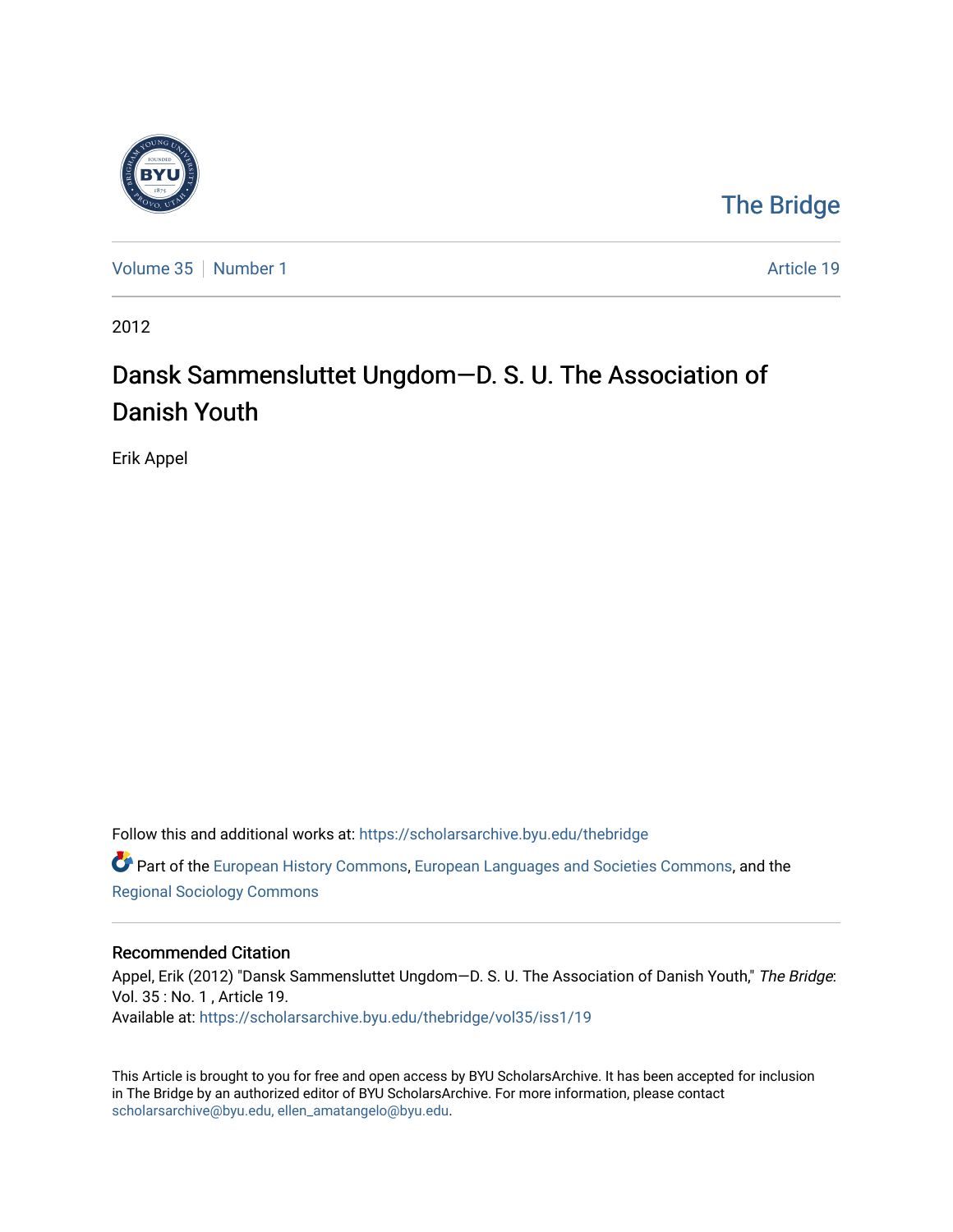The Bridge

Volume 35 | Number 1 — Article 19

2012

# Dansk Sammensluttet Ungdom—D. S. U. The Association of Danish Youth

Erik Appel

Follow this and additional works at: https://scholarsarchive.byu.edu/thebridge

Part of the European History Commons, European Languages and Societies Commons, and the Regional Sociology Commons

## Recommended Citation

Appel, Erik (2012) "Dansk Sammensluttet Ungdom—D. S. U. The Association of Danish Youth," *The Bridge*: Vol. 35 : No. 1 , Article 19.
Available at: https://scholarsarchive.byu.edu/thebridge/vol35/iss1/19

This Article is brought to you for free and open access by BYU ScholarsArchive. It has been accepted for inclusion in The Bridge by an authorized editor of BYU ScholarsArchive. For more information, please contact scholarsarchive@byu.edu, ellen_amatangelo@byu.edu.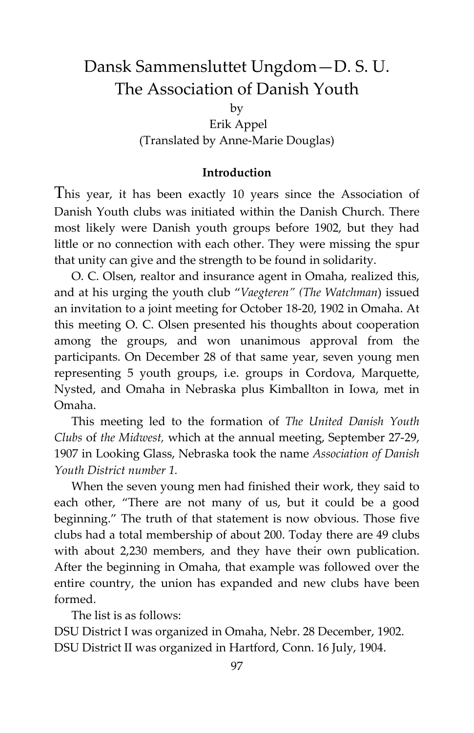# Dansk Sammensluttet Ungdom—D. S. U.
# The Association of Danish Youth

by

Erik Appel

(Translated by Anne-Marie Douglas)

### Introduction

This year, it has been exactly 10 years since the Association of Danish Youth clubs was initiated within the Danish Church. There most likely were Danish youth groups before 1902, but they had little or no connection with each other. They were missing the spur that unity can give and the strength to be found in solidarity.

O. C. Olsen, realtor and insurance agent in Omaha, realized this, and at his urging the youth club "*Vaegteren" (The Watchman*) issued an invitation to a joint meeting for October 18-20, 1902 in Omaha. At this meeting O. C. Olsen presented his thoughts about cooperation among the groups, and won unanimous approval from the participants. On December 28 of that same year, seven young men representing 5 youth groups, i.e. groups in Cordova, Marquette, Nysted, and Omaha in Nebraska plus Kimballton in Iowa, met in Omaha.

This meeting led to the formation of *The United Danish Youth Clubs* of *the Midwest,* which at the annual meeting, September 27-29, 1907 in Looking Glass, Nebraska took the name *Association of Danish Youth District number 1.*

When the seven young men had finished their work, they said to each other, "There are not many of us, but it could be a good beginning." The truth of that statement is now obvious. Those five clubs had a total membership of about 200. Today there are 49 clubs with about 2,230 members, and they have their own publication. After the beginning in Omaha, that example was followed over the entire country, the union has expanded and new clubs have been formed.

The list is as follows:

DSU District I was organized in Omaha, Nebr. 28 December, 1902.
DSU District II was organized in Hartford, Conn. 16 July, 1904.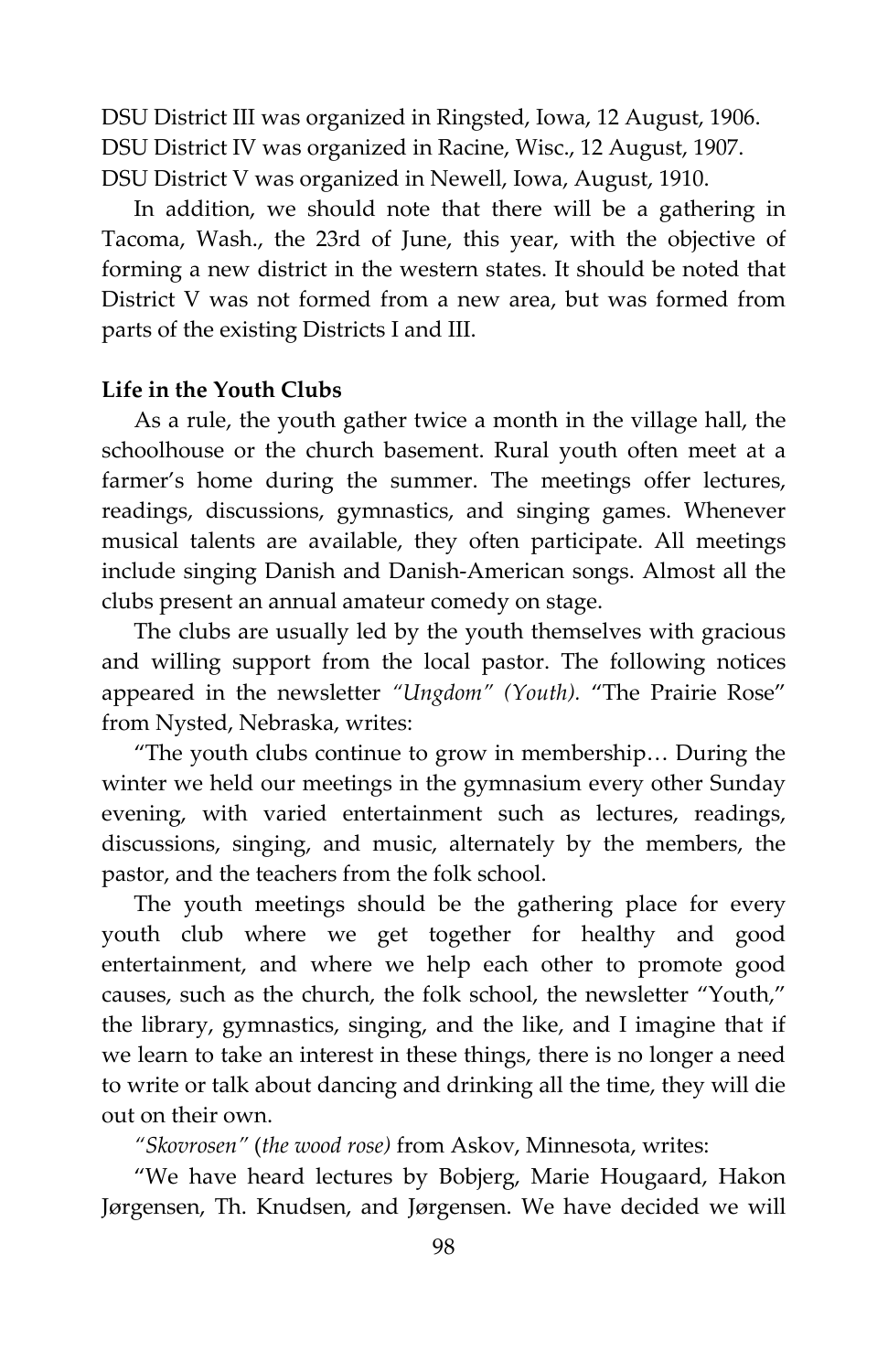DSU District III was organized in Ringsted, Iowa, 12 August, 1906.
DSU District IV was organized in Racine, Wisc., 12 August, 1907.
DSU District V was organized in Newell, Iowa, August, 1910.

In addition, we should note that there will be a gathering in Tacoma, Wash., the 23rd of June, this year, with the objective of forming a new district in the western states. It should be noted that District V was not formed from a new area, but was formed from parts of the existing Districts I and III.

**Life in the Youth Clubs**

As a rule, the youth gather twice a month in the village hall, the schoolhouse or the church basement. Rural youth often meet at a farmer's home during the summer. The meetings offer lectures, readings, discussions, gymnastics, and singing games. Whenever musical talents are available, they often participate. All meetings include singing Danish and Danish-American songs. Almost all the clubs present an annual amateur comedy on stage.

The clubs are usually led by the youth themselves with gracious and willing support from the local pastor. The following notices appeared in the newsletter *"Ungdom" (Youth).* "The Prairie Rose" from Nysted, Nebraska, writes:

"The youth clubs continue to grow in membership… During the winter we held our meetings in the gymnasium every other Sunday evening, with varied entertainment such as lectures, readings, discussions, singing, and music, alternately by the members, the pastor, and the teachers from the folk school.

The youth meetings should be the gathering place for every youth club where we get together for healthy and good entertainment, and where we help each other to promote good causes, such as the church, the folk school, the newsletter "Youth," the library, gymnastics, singing, and the like, and I imagine that if we learn to take an interest in these things, there is no longer a need to write or talk about dancing and drinking all the time, they will die out on their own.

*"Skovrosen"* (*the wood rose)* from Askov, Minnesota, writes:

"We have heard lectures by Bobjerg, Marie Hougaard, Hakon Jørgensen, Th. Knudsen, and Jørgensen. We have decided we will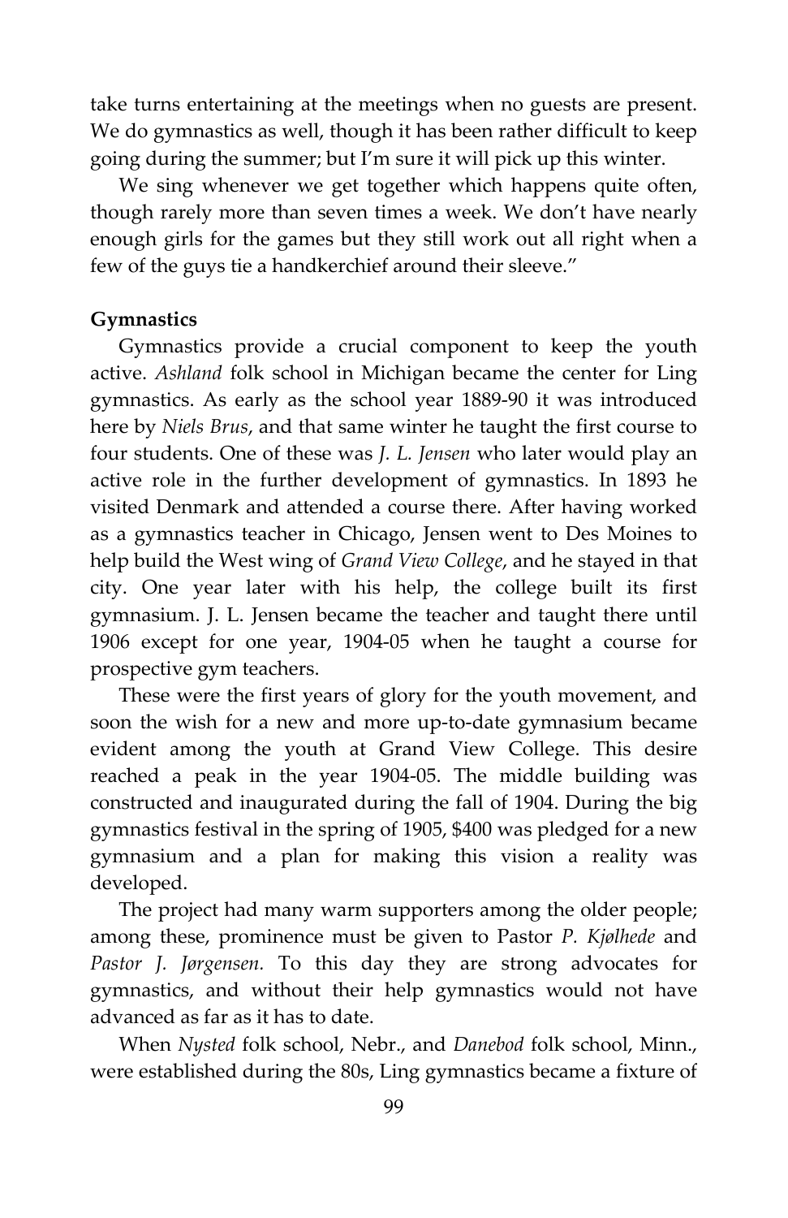take turns entertaining at the meetings when no guests are present. We do gymnastics as well, though it has been rather difficult to keep going during the summer; but I'm sure it will pick up this winter.

We sing whenever we get together which happens quite often, though rarely more than seven times a week. We don't have nearly enough girls for the games but they still work out all right when a few of the guys tie a handkerchief around their sleeve."

**Gymnastics**

Gymnastics provide a crucial component to keep the youth active. *Ashland* folk school in Michigan became the center for Ling gymnastics. As early as the school year 1889-90 it was introduced here by *Niels Brus*, and that same winter he taught the first course to four students. One of these was *J. L. Jensen* who later would play an active role in the further development of gymnastics. In 1893 he visited Denmark and attended a course there. After having worked as a gymnastics teacher in Chicago, Jensen went to Des Moines to help build the West wing of *Grand View College*, and he stayed in that city. One year later with his help, the college built its first gymnasium. J. L. Jensen became the teacher and taught there until 1906 except for one year, 1904-05 when he taught a course for prospective gym teachers.

These were the first years of glory for the youth movement, and soon the wish for a new and more up-to-date gymnasium became evident among the youth at Grand View College. This desire reached a peak in the year 1904-05. The middle building was constructed and inaugurated during the fall of 1904. During the big gymnastics festival in the spring of 1905, $400 was pledged for a new gymnasium and a plan for making this vision a reality was developed.

The project had many warm supporters among the older people; among these, prominence must be given to Pastor *P. Kjølhede* and *Pastor J. Jørgensen.* To this day they are strong advocates for gymnastics, and without their help gymnastics would not have advanced as far as it has to date.

When *Nysted* folk school, Nebr., and *Danebod* folk school, Minn., were established during the 80s, Ling gymnastics became a fixture of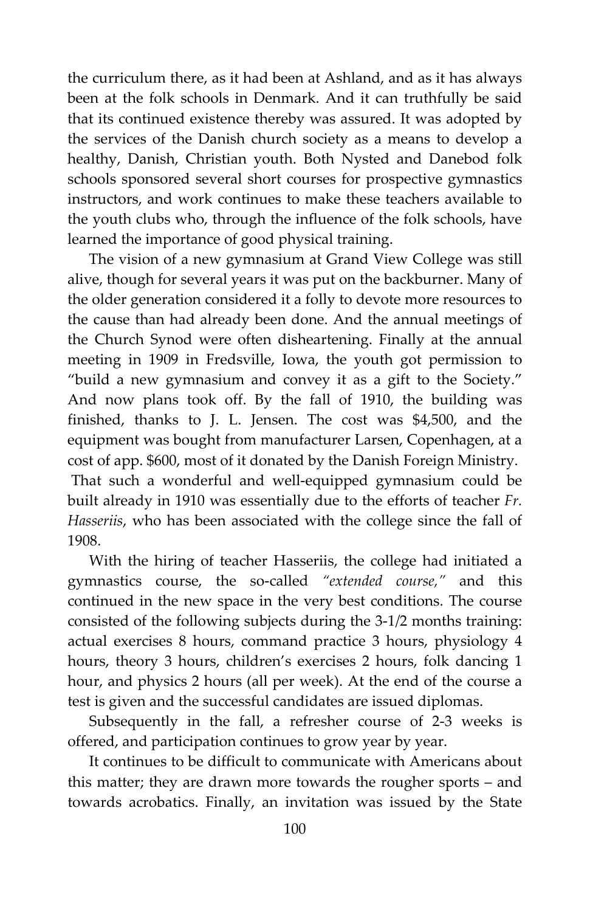the curriculum there, as it had been at Ashland, and as it has always been at the folk schools in Denmark. And it can truthfully be said that its continued existence thereby was assured. It was adopted by the services of the Danish church society as a means to develop a healthy, Danish, Christian youth. Both Nysted and Danebod folk schools sponsored several short courses for prospective gymnastics instructors, and work continues to make these teachers available to the youth clubs who, through the influence of the folk schools, have learned the importance of good physical training.

The vision of a new gymnasium at Grand View College was still alive, though for several years it was put on the backburner. Many of the older generation considered it a folly to devote more resources to the cause than had already been done. And the annual meetings of the Church Synod were often disheartening. Finally at the annual meeting in 1909 in Fredsville, Iowa, the youth got permission to "build a new gymnasium and convey it as a gift to the Society." And now plans took off. By the fall of 1910, the building was finished, thanks to J. L. Jensen. The cost was $4,500, and the equipment was bought from manufacturer Larsen, Copenhagen, at a cost of app. $600, most of it donated by the Danish Foreign Ministry.

That such a wonderful and well-equipped gymnasium could be built already in 1910 was essentially due to the efforts of teacher *Fr. Hasseriis*, who has been associated with the college since the fall of 1908.

With the hiring of teacher Hasseriis, the college had initiated a gymnastics course, the so-called *"extended course,"* and this continued in the new space in the very best conditions. The course consisted of the following subjects during the 3-1/2 months training: actual exercises 8 hours, command practice 3 hours, physiology 4 hours, theory 3 hours, children's exercises 2 hours, folk dancing 1 hour, and physics 2 hours (all per week). At the end of the course a test is given and the successful candidates are issued diplomas.

Subsequently in the fall, a refresher course of 2-3 weeks is offered, and participation continues to grow year by year.

It continues to be difficult to communicate with Americans about this matter; they are drawn more towards the rougher sports – and towards acrobatics. Finally, an invitation was issued by the State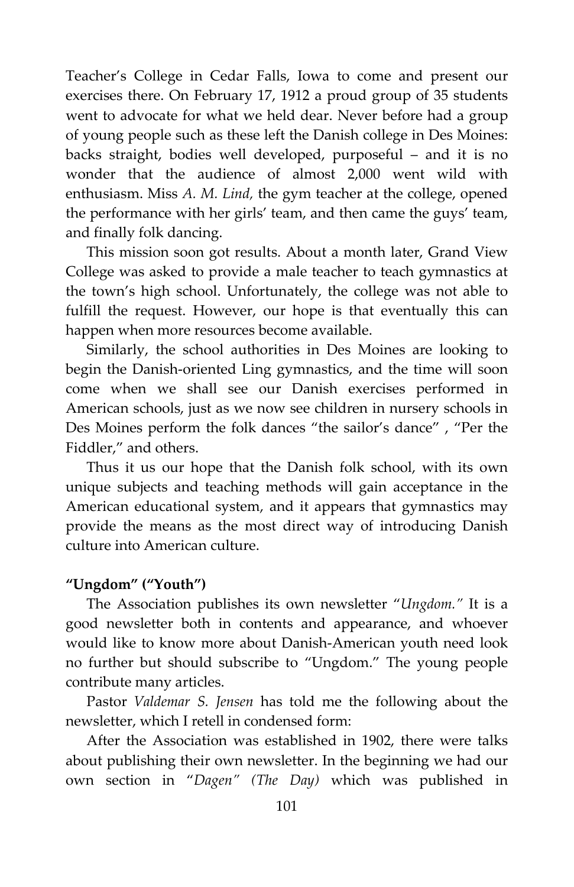Teacher's College in Cedar Falls, Iowa to come and present our exercises there. On February 17, 1912 a proud group of 35 students went to advocate for what we held dear. Never before had a group of young people such as these left the Danish college in Des Moines: backs straight, bodies well developed, purposeful – and it is no wonder that the audience of almost 2,000 went wild with enthusiasm. Miss *A. M. Lind,* the gym teacher at the college, opened the performance with her girls' team, and then came the guys' team, and finally folk dancing.

This mission soon got results. About a month later, Grand View College was asked to provide a male teacher to teach gymnastics at the town's high school. Unfortunately, the college was not able to fulfill the request. However, our hope is that eventually this can happen when more resources become available.

Similarly, the school authorities in Des Moines are looking to begin the Danish-oriented Ling gymnastics, and the time will soon come when we shall see our Danish exercises performed in American schools, just as we now see children in nursery schools in Des Moines perform the folk dances "the sailor's dance" , "Per the Fiddler," and others.

Thus it us our hope that the Danish folk school, with its own unique subjects and teaching methods will gain acceptance in the American educational system, and it appears that gymnastics may provide the means as the most direct way of introducing Danish culture into American culture.

**"Ungdom" ("Youth")**

The Association publishes its own newsletter "*Ungdom."* It is a good newsletter both in contents and appearance, and whoever would like to know more about Danish-American youth need look no further but should subscribe to "Ungdom." The young people contribute many articles.

Pastor *Valdemar S. Jensen* has told me the following about the newsletter, which I retell in condensed form:

After the Association was established in 1902, there were talks about publishing their own newsletter. In the beginning we had our own section in "*Dagen" (The Day)* which was published in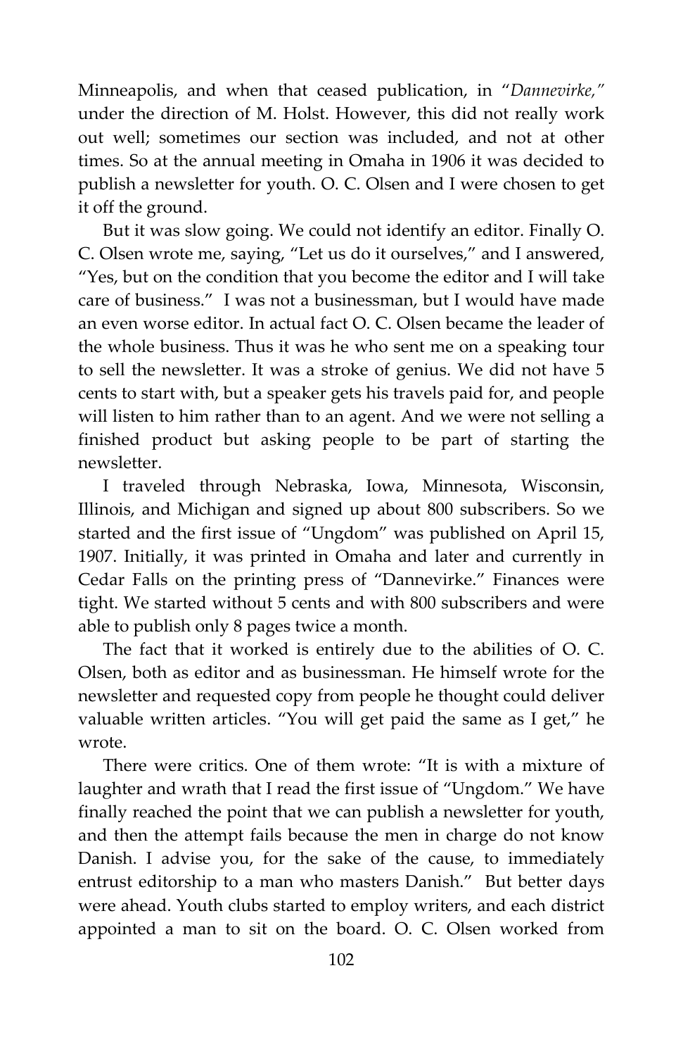Minneapolis, and when that ceased publication, in "*Dannevirke,"* under the direction of M. Holst. However, this did not really work out well; sometimes our section was included, and not at other times. So at the annual meeting in Omaha in 1906 it was decided to publish a newsletter for youth. O. C. Olsen and I were chosen to get it off the ground.

But it was slow going. We could not identify an editor. Finally O. C. Olsen wrote me, saying, "Let us do it ourselves," and I answered, "Yes, but on the condition that you become the editor and I will take care of business." I was not a businessman, but I would have made an even worse editor. In actual fact O. C. Olsen became the leader of the whole business. Thus it was he who sent me on a speaking tour to sell the newsletter. It was a stroke of genius. We did not have 5 cents to start with, but a speaker gets his travels paid for, and people will listen to him rather than to an agent. And we were not selling a finished product but asking people to be part of starting the newsletter.

I traveled through Nebraska, Iowa, Minnesota, Wisconsin, Illinois, and Michigan and signed up about 800 subscribers. So we started and the first issue of "Ungdom" was published on April 15, 1907. Initially, it was printed in Omaha and later and currently in Cedar Falls on the printing press of "Dannevirke." Finances were tight. We started without 5 cents and with 800 subscribers and were able to publish only 8 pages twice a month.

The fact that it worked is entirely due to the abilities of O. C. Olsen, both as editor and as businessman. He himself wrote for the newsletter and requested copy from people he thought could deliver valuable written articles. "You will get paid the same as I get," he wrote.

There were critics. One of them wrote: "It is with a mixture of laughter and wrath that I read the first issue of "Ungdom." We have finally reached the point that we can publish a newsletter for youth, and then the attempt fails because the men in charge do not know Danish. I advise you, for the sake of the cause, to immediately entrust editorship to a man who masters Danish." But better days were ahead. Youth clubs started to employ writers, and each district appointed a man to sit on the board. O. C. Olsen worked from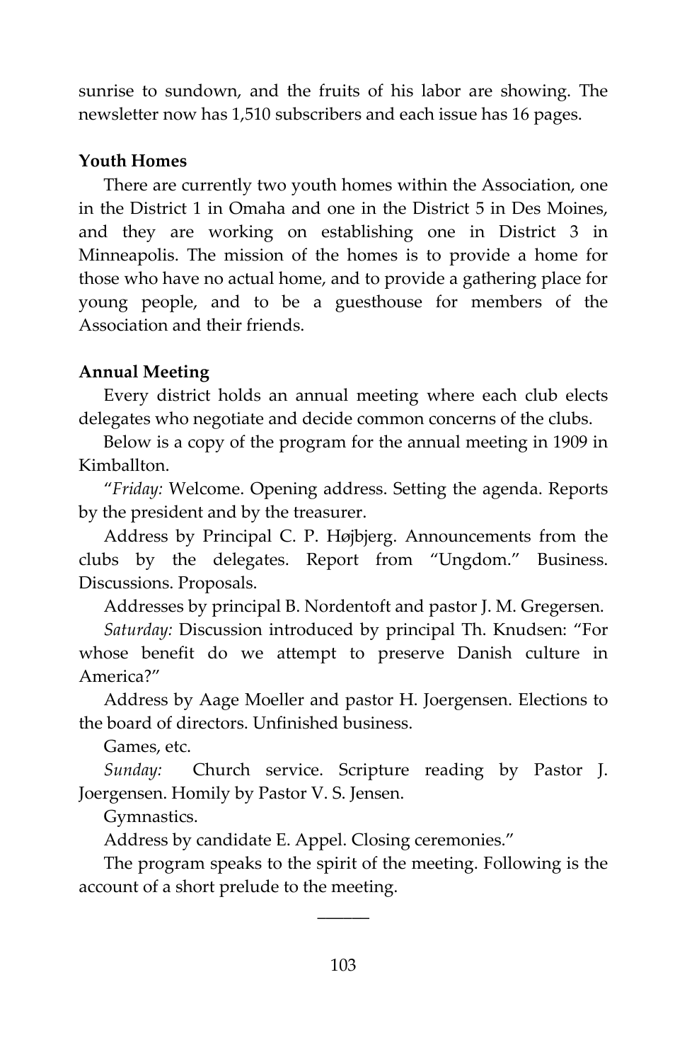sunrise to sundown, and the fruits of his labor are showing. The newsletter now has 1,510 subscribers and each issue has 16 pages.

**Youth Homes**

There are currently two youth homes within the Association, one in the District 1 in Omaha and one in the District 5 in Des Moines, and they are working on establishing one in District 3 in Minneapolis. The mission of the homes is to provide a home for those who have no actual home, and to provide a gathering place for young people, and to be a guesthouse for members of the Association and their friends.

**Annual Meeting**

Every district holds an annual meeting where each club elects delegates who negotiate and decide common concerns of the clubs.

Below is a copy of the program for the annual meeting in 1909 in Kimballton.

"*Friday:* Welcome. Opening address. Setting the agenda. Reports by the president and by the treasurer.

Address by Principal C. P. Højbjerg. Announcements from the clubs by the delegates. Report from "Ungdom." Business. Discussions. Proposals.

Addresses by principal B. Nordentoft and pastor J. M. Gregersen.

*Saturday:* Discussion introduced by principal Th. Knudsen: "For whose benefit do we attempt to preserve Danish culture in America?"

Address by Aage Moeller and pastor H. Joergensen. Elections to the board of directors. Unfinished business.

Games, etc.

*Sunday:* Church service. Scripture reading by Pastor J. Joergensen. Homily by Pastor V. S. Jensen.

Gymnastics.

Address by candidate E. Appel. Closing ceremonies."

The program speaks to the spirit of the meeting. Following is the account of a short prelude to the meeting.

———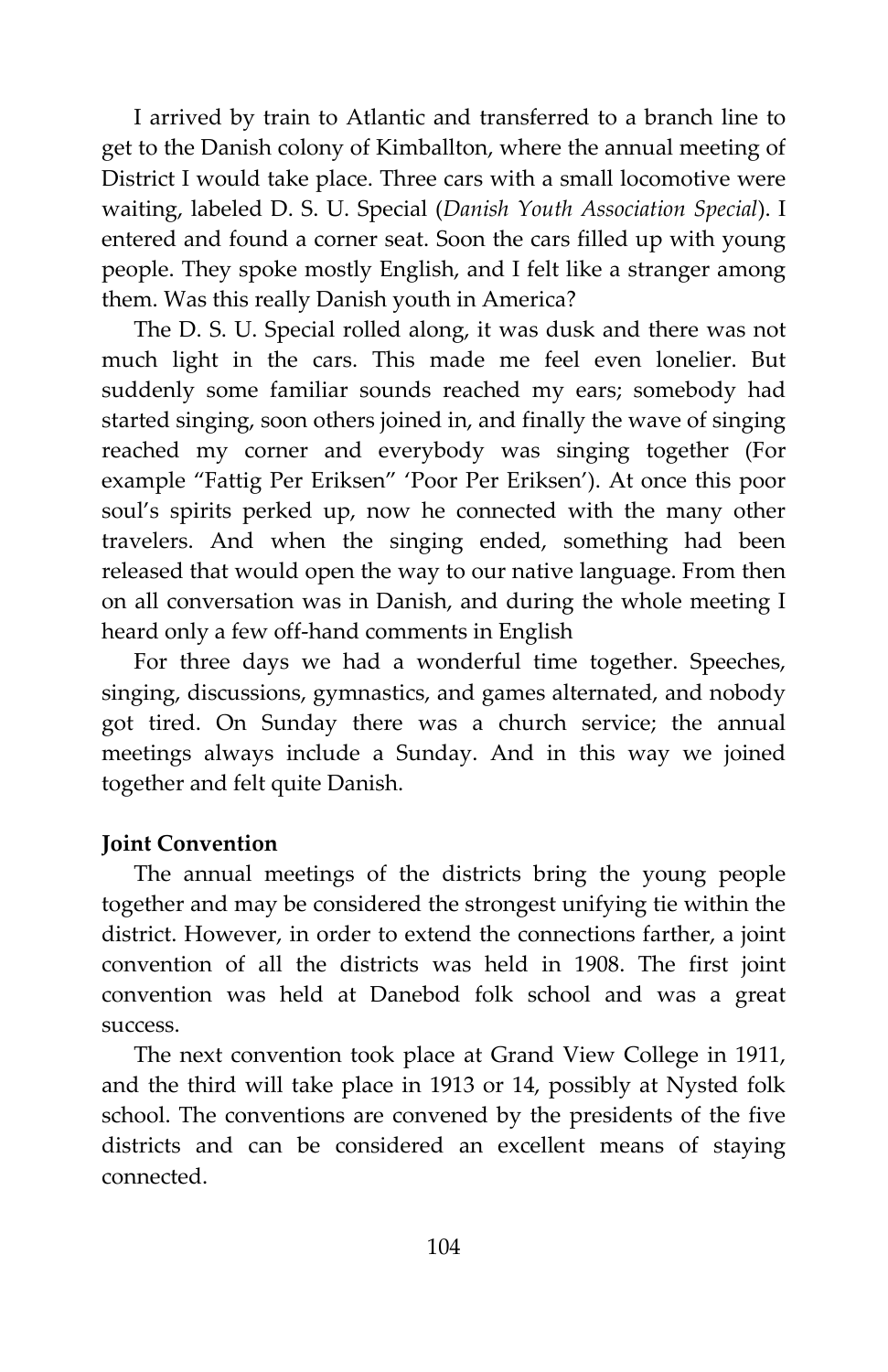I arrived by train to Atlantic and transferred to a branch line to get to the Danish colony of Kimballton, where the annual meeting of District I would take place. Three cars with a small locomotive were waiting, labeled D. S. U. Special (*Danish Youth Association Special*). I entered and found a corner seat. Soon the cars filled up with young people. They spoke mostly English, and I felt like a stranger among them. Was this really Danish youth in America?

The D. S. U. Special rolled along, it was dusk and there was not much light in the cars. This made me feel even lonelier. But suddenly some familiar sounds reached my ears; somebody had started singing, soon others joined in, and finally the wave of singing reached my corner and everybody was singing together (For example "Fattig Per Eriksen" 'Poor Per Eriksen'). At once this poor soul's spirits perked up, now he connected with the many other travelers. And when the singing ended, something had been released that would open the way to our native language. From then on all conversation was in Danish, and during the whole meeting I heard only a few off-hand comments in English

For three days we had a wonderful time together. Speeches, singing, discussions, gymnastics, and games alternated, and nobody got tired. On Sunday there was a church service; the annual meetings always include a Sunday. And in this way we joined together and felt quite Danish.

**Joint Convention**

The annual meetings of the districts bring the young people together and may be considered the strongest unifying tie within the district. However, in order to extend the connections farther, a joint convention of all the districts was held in 1908. The first joint convention was held at Danebod folk school and was a great success.

The next convention took place at Grand View College in 1911, and the third will take place in 1913 or 14, possibly at Nysted folk school. The conventions are convened by the presidents of the five districts and can be considered an excellent means of staying connected.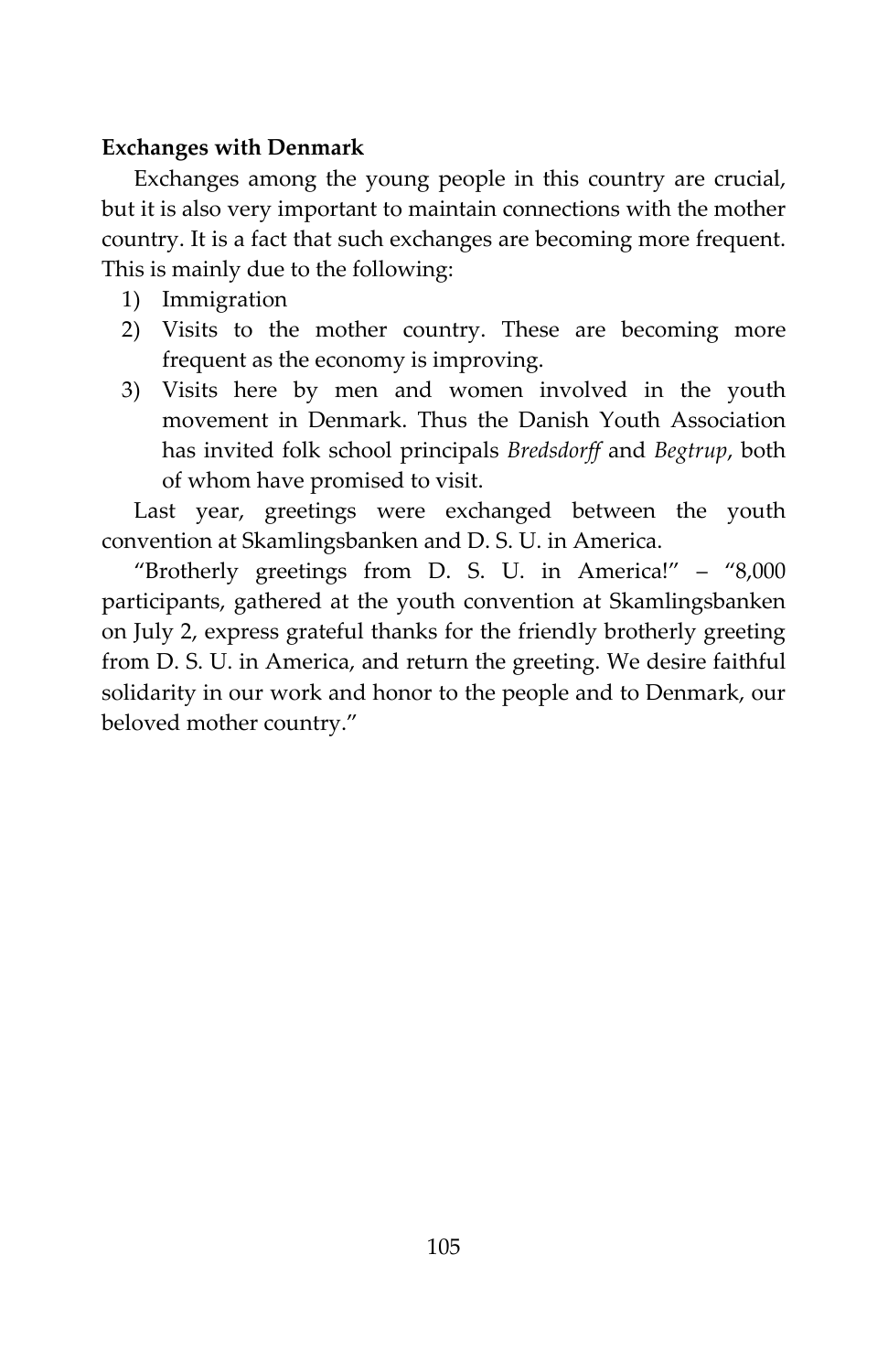**Exchanges with Denmark**

Exchanges among the young people in this country are crucial, but it is also very important to maintain connections with the mother country. It is a fact that such exchanges are becoming more frequent. This is mainly due to the following:

1) Immigration
2) Visits to the mother country. These are becoming more frequent as the economy is improving.
3) Visits here by men and women involved in the youth movement in Denmark. Thus the Danish Youth Association has invited folk school principals *Bredsdorff* and *Begtrup*, both of whom have promised to visit.

Last year, greetings were exchanged between the youth convention at Skamlingsbanken and D. S. U. in America.

"Brotherly greetings from D. S. U. in America!" – "8,000 participants, gathered at the youth convention at Skamlingsbanken on July 2, express grateful thanks for the friendly brotherly greeting from D. S. U. in America, and return the greeting. We desire faithful solidarity in our work and honor to the people and to Denmark, our beloved mother country."